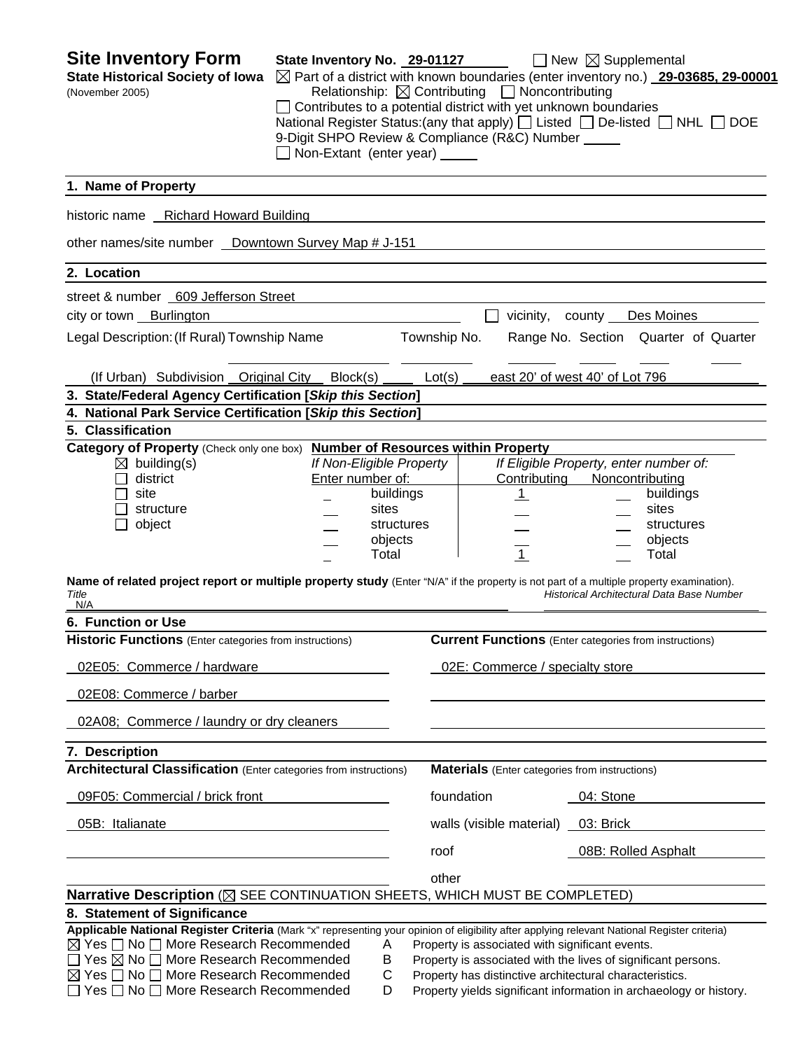# Site Inventory Form

**State Historical Society of Iowa**
(November 2005)

**State Inventory No.** 29-01127 ☐ New ☒ Supplemental

☒ Part of a district with known boundaries (enter inventory no.) **29-03685, 29-00001**
Relationship: ☒ Contributing ☐ Noncontributing
☐ Contributes to a potential district with yet unknown boundaries
National Register Status:(any that apply) ☐ Listed ☐ De-listed ☐ NHL ☐ DOE
9-Digit SHPO Review & Compliance (R&C) Number ____
☐ Non-Extant (enter year) ____

## 1. Name of Property

historic name Richard Howard Building

other names/site number Downtown Survey Map # J-151

## 2. Location

street & number 609 Jefferson Street

city or town Burlington ☐ vicinity, county Des Moines

Legal Description: (If Rural) Township Name ____ Township No. ____ Range No. ____ Section ____ Quarter of Quarter ____

(If Urban) Subdivision Original City Block(s) ____ Lot(s) east 20' of west 40' of Lot 796

## 3. State/Federal Agency Certification [*Skip this Section*]

## 4. National Park Service Certification [*Skip this Section*]

## 5. Classification

**Category of Property** (Check only one box)

- ☒ building(s)
- ☐ district
- ☐ site
- ☐ structure
- ☐ object

**Number of Resources within Property**

| If Non-Eligible Property Enter number of: | | If Eligible Property, enter number of: Contributing | Noncontributing | |
|---|---|---|---|---|
| _ | buildings | 1 | __ | buildings |
| __ | sites | __ | __ | sites |
| __ | structures | __ | __ | structures |
| __ | objects | __ | __ | objects |
| _ | Total | 1 | __ | Total |

**Name of related project report or multiple property study** (Enter "N/A" if the property is not part of a multiple property examination).

*Title*: N/A
*Historical Architectural Data Base Number*: ____

## 6. Function or Use

| **Historic Functions** (Enter categories from instructions) | **Current Functions** (Enter categories from instructions) |
|---|---|
| 02E05: Commerce / hardware | 02E: Commerce / specialty store |
| 02E08: Commerce / barber | |
| 02A08; Commerce / laundry or dry cleaners | |

## 7. Description

| **Architectural Classification** (Enter categories from instructions) | **Materials** (Enter categories from instructions) | |
|---|---|---|
| 09F05: Commercial / brick front | foundation | 04: Stone |
| 05B: Italianate | walls (visible material) | 03: Brick |
| | roof | 08B: Rolled Asphalt |
| | other | |

**Narrative Description** (☒ SEE CONTINUATION SHEETS, WHICH MUST BE COMPLETED)

## 8. Statement of Significance

**Applicable National Register Criteria** (Mark "x" representing your opinion of eligibility after applying relevant National Register criteria)

- ☒ Yes ☐ No ☐ More Research Recommended — A — Property is associated with significant events.
- ☐ Yes ☒ No ☐ More Research Recommended — B — Property is associated with the lives of significant persons.
- ☒ Yes ☐ No ☐ More Research Recommended — C — Property has distinctive architectural characteristics.
- ☐ Yes ☐ No ☐ More Research Recommended — D — Property yields significant information in archaeology or history.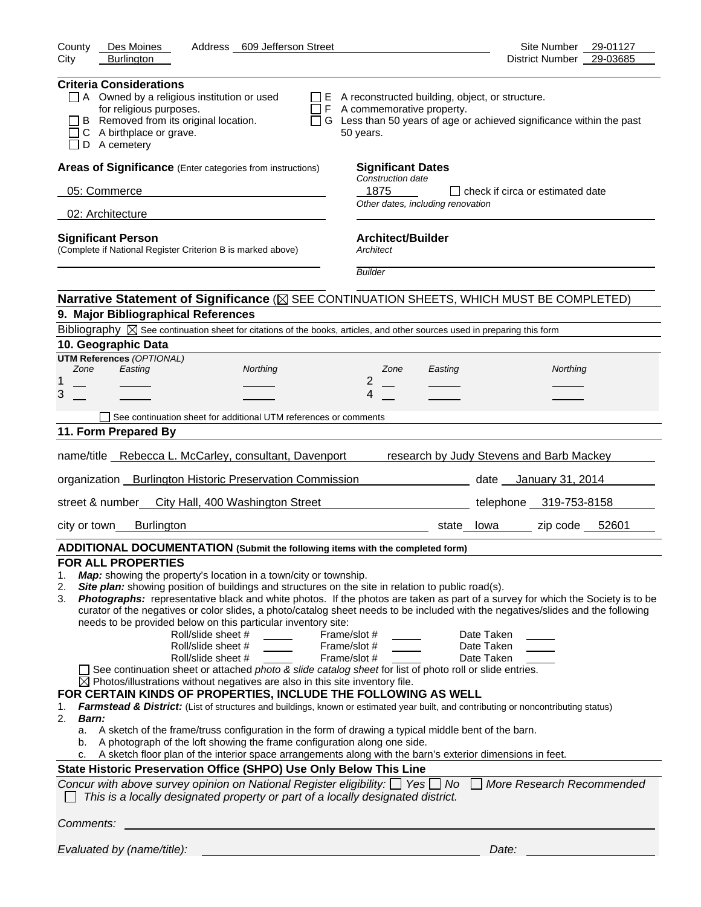County Des Moines Address 609 Jefferson Street Site Number 29-01127
City Burlington District Number 29-03685

**Criteria Considerations**

- ☐ A Owned by a religious institution or used for religious purposes.
- ☐ B Removed from its original location.
- ☐ C A birthplace or grave.
- ☐ D A cemetery
- ☐ E A reconstructed building, object, or structure.
- ☐ F A commemorative property.
- ☐ G Less than 50 years of age or achieved significance within the past 50 years.

**Areas of Significance** (Enter categories from instructions)

05: Commerce

02: Architecture

**Significant Dates**

*Construction date*

1875 ☐ check if circa or estimated date

*Other dates, including renovation*

**Significant Person**

(Complete if National Register Criterion B is marked above)

**Architect/Builder**

*Architect*

*Builder*

**Narrative Statement of Significance** (☒ SEE CONTINUATION SHEETS, WHICH MUST BE COMPLETED)

**9. Major Bibliographical References**

Bibliography ☒ See continuation sheet for citations of the books, articles, and other sources used in preparing this form

**10. Geographic Data**

**UTM References** *(OPTIONAL)*

| | Zone | Easting | Northing | | Zone | Easting | Northing |
|---|---|---|---|---|---|---|---|
| 1 | | | | 2 | | | |
| 3 | | | | 4 | | | |

☐ See continuation sheet for additional UTM references or comments

**11. Form Prepared By**

name/title Rebecca L. McCarley, consultant, Davenport research by Judy Stevens and Barb Mackey

organization Burlington Historic Preservation Commission date January 31, 2014

street & number City Hall, 400 Washington Street telephone 319-753-8158

city or town Burlington state Iowa zip code 52601

**ADDITIONAL DOCUMENTATION (Submit the following items with the completed form)**

**FOR ALL PROPERTIES**

1. ***Map:*** showing the property's location in a town/city or township.
2. ***Site plan:*** showing position of buildings and structures on the site in relation to public road(s).
3. ***Photographs:*** representative black and white photos. If the photos are taken as part of a survey for which the Society is to be curator of the negatives or color slides, a photo/catalog sheet needs to be included with the negatives/slides and the following needs to be provided below on this particular inventory site:

Roll/slide sheet # ____ Frame/slot # ____ Date Taken ____
Roll/slide sheet # ____ Frame/slot # ____ Date Taken ____
Roll/slide sheet # ____ Frame/slot # ____ Date Taken ____

☐ See continuation sheet or attached *photo & slide catalog sheet* for list of photo roll or slide entries.
☒ Photos/illustrations without negatives are also in this site inventory file.

**FOR CERTAIN KINDS OF PROPERTIES, INCLUDE THE FOLLOWING AS WELL**

1. ***Farmstead & District:*** (List of structures and buildings, known or estimated year built, and contributing or noncontributing status)
2. ***Barn:***
   a. A sketch of the frame/truss configuration in the form of drawing a typical middle bent of the barn.
   b. A photograph of the loft showing the frame configuration along one side.
   c. A sketch floor plan of the interior space arrangements along with the barn's exterior dimensions in feet.

**State Historic Preservation Office (SHPO) Use Only Below This Line**

*Concur with above survey opinion on National Register eligibility:* ☐ *Yes* ☐ *No* ☐ *More Research Recommended*
☐ *This is a locally designated property or part of a locally designated district.*

*Comments:*

*Evaluated by (name/title):* *Date:*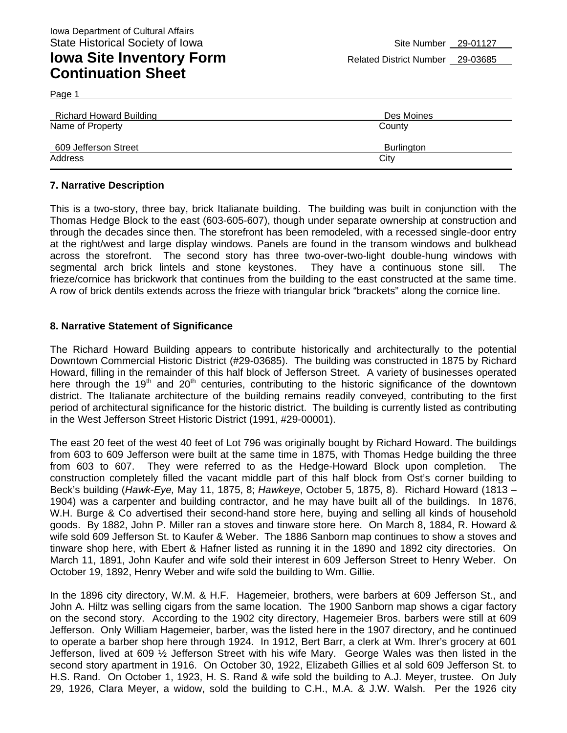Iowa Department of Cultural Affairs
State Historical Society of Iowa

Site Number 29-01127

# Iowa Site Inventory Form Continuation Sheet

Related District Number 29-03685

| Richard Howard Building | Des Moines |
|---|---|
| Name of Property | County |
| 609 Jefferson Street | Burlington |
| Address | City |

## 7. Narrative Description

This is a two-story, three bay, brick Italianate building. The building was built in conjunction with the Thomas Hedge Block to the east (603-605-607), though under separate ownership at construction and through the decades since then. The storefront has been remodeled, with a recessed single-door entry at the right/west and large display windows. Panels are found in the transom windows and bulkhead across the storefront. The second story has three two-over-two-light double-hung windows with segmental arch brick lintels and stone keystones. They have a continuous stone sill. The frieze/cornice has brickwork that continues from the building to the east constructed at the same time. A row of brick dentils extends across the frieze with triangular brick "brackets" along the cornice line.

## 8. Narrative Statement of Significance

The Richard Howard Building appears to contribute historically and architecturally to the potential Downtown Commercial Historic District (#29-03685). The building was constructed in 1875 by Richard Howard, filling in the remainder of this half block of Jefferson Street. A variety of businesses operated here through the 19th and 20th centuries, contributing to the historic significance of the downtown district. The Italianate architecture of the building remains readily conveyed, contributing to the first period of architectural significance for the historic district. The building is currently listed as contributing in the West Jefferson Street Historic District (1991, #29-00001).

The east 20 feet of the west 40 feet of Lot 796 was originally bought by Richard Howard. The buildings from 603 to 609 Jefferson were built at the same time in 1875, with Thomas Hedge building the three from 603 to 607. They were referred to as the Hedge-Howard Block upon completion. The construction completely filled the vacant middle part of this half block from Ost's corner building to Beck's building (*Hawk-Eye,* May 11, 1875, 8; *Hawkeye*, October 5, 1875, 8). Richard Howard (1813 – 1904) was a carpenter and building contractor, and he may have built all of the buildings. In 1876, W.H. Burge & Co advertised their second-hand store here, buying and selling all kinds of household goods. By 1882, John P. Miller ran a stoves and tinware store here. On March 8, 1884, R. Howard & wife sold 609 Jefferson St. to Kaufer & Weber. The 1886 Sanborn map continues to show a stoves and tinware shop here, with Ebert & Hafner listed as running it in the 1890 and 1892 city directories. On March 11, 1891, John Kaufer and wife sold their interest in 609 Jefferson Street to Henry Weber. On October 19, 1892, Henry Weber and wife sold the building to Wm. Gillie.

In the 1896 city directory, W.M. & H.F. Hagemeier, brothers, were barbers at 609 Jefferson St., and John A. Hiltz was selling cigars from the same location. The 1900 Sanborn map shows a cigar factory on the second story. According to the 1902 city directory, Hagemeier Bros. barbers were still at 609 Jefferson. Only William Hagemeier, barber, was the listed here in the 1907 directory, and he continued to operate a barber shop here through 1924. In 1912, Bert Barr, a clerk at Wm. Ihrer's grocery at 601 Jefferson, lived at 609 ½ Jefferson Street with his wife Mary. George Wales was then listed in the second story apartment in 1916. On October 30, 1922, Elizabeth Gillies et al sold 609 Jefferson St. to H.S. Rand. On October 1, 1923, H. S. Rand & wife sold the building to A.J. Meyer, trustee. On July 29, 1926, Clara Meyer, a widow, sold the building to C.H., M.A. & J.W. Walsh. Per the 1926 city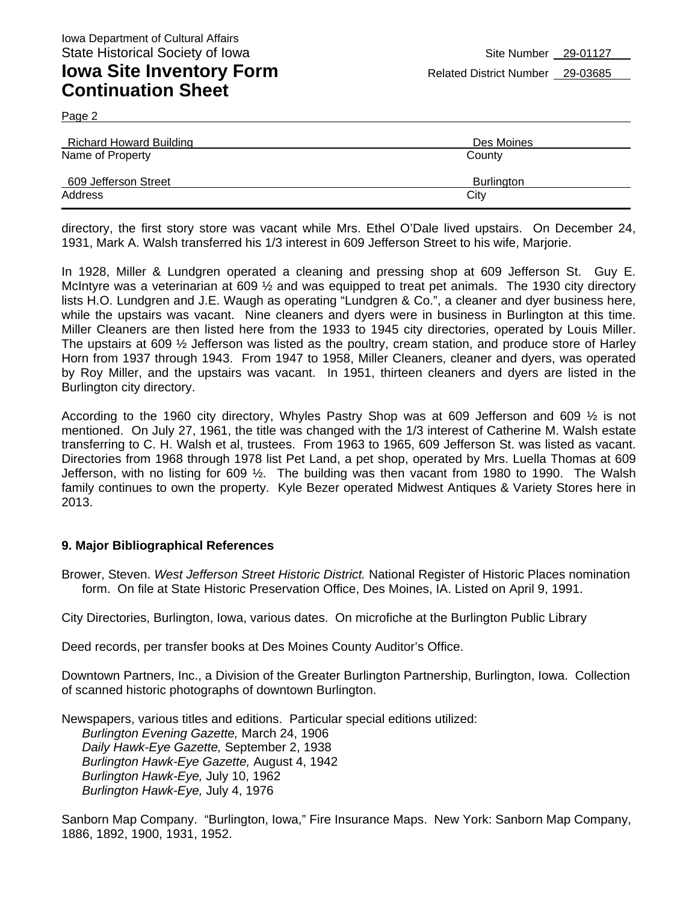directory, the first story store was vacant while Mrs. Ethel O'Dale lived upstairs. On December 24, 1931, Mark A. Walsh transferred his 1/3 interest in 609 Jefferson Street to his wife, Marjorie.

In 1928, Miller & Lundgren operated a cleaning and pressing shop at 609 Jefferson St. Guy E. McIntyre was a veterinarian at 609 ½ and was equipped to treat pet animals. The 1930 city directory lists H.O. Lundgren and J.E. Waugh as operating "Lundgren & Co.", a cleaner and dyer business here, while the upstairs was vacant. Nine cleaners and dyers were in business in Burlington at this time. Miller Cleaners are then listed here from the 1933 to 1945 city directories, operated by Louis Miller. The upstairs at 609 ½ Jefferson was listed as the poultry, cream station, and produce store of Harley Horn from 1937 through 1943. From 1947 to 1958, Miller Cleaners, cleaner and dyers, was operated by Roy Miller, and the upstairs was vacant. In 1951, thirteen cleaners and dyers are listed in the Burlington city directory.

According to the 1960 city directory, Whyles Pastry Shop was at 609 Jefferson and 609 ½ is not mentioned. On July 27, 1961, the title was changed with the 1/3 interest of Catherine M. Walsh estate transferring to C. H. Walsh et al, trustees. From 1963 to 1965, 609 Jefferson St. was listed as vacant. Directories from 1968 through 1978 list Pet Land, a pet shop, operated by Mrs. Luella Thomas at 609 Jefferson, with no listing for 609 ½. The building was then vacant from 1980 to 1990. The Walsh family continues to own the property. Kyle Bezer operated Midwest Antiques & Variety Stores here in 2013.

## 9. Major Bibliographical References

Brower, Steven. *West Jefferson Street Historic District.* National Register of Historic Places nomination form. On file at State Historic Preservation Office, Des Moines, IA. Listed on April 9, 1991.

City Directories, Burlington, Iowa, various dates. On microfiche at the Burlington Public Library

Deed records, per transfer books at Des Moines County Auditor's Office.

Downtown Partners, Inc., a Division of the Greater Burlington Partnership, Burlington, Iowa. Collection of scanned historic photographs of downtown Burlington.

Newspapers, various titles and editions. Particular special editions utilized:
*Burlington Evening Gazette,* March 24, 1906
*Daily Hawk-Eye Gazette,* September 2, 1938
*Burlington Hawk-Eye Gazette,* August 4, 1942
*Burlington Hawk-Eye,* July 10, 1962
*Burlington Hawk-Eye,* July 4, 1976

Sanborn Map Company. "Burlington, Iowa," Fire Insurance Maps. New York: Sanborn Map Company, 1886, 1892, 1900, 1931, 1952.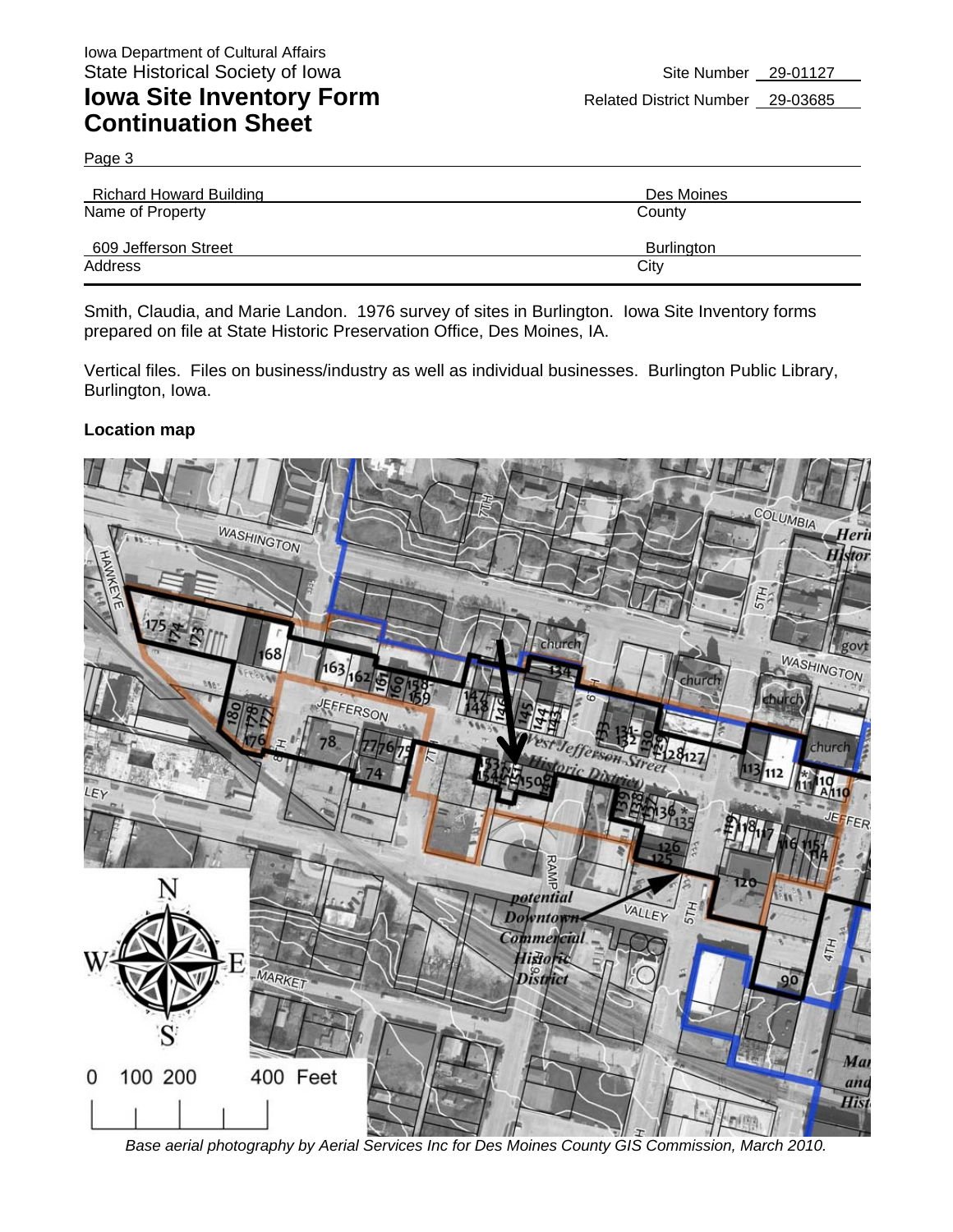# Iowa Site Inventory Form Continuation Sheet

Iowa Department of Cultural Affairs
State Historical Society of Iowa

Site Number 29-01127
Related District Number 29-03685

Page 3

| Richard Howard Building | Des Moines |
|---|---|
| Name of Property | County |
| 609 Jefferson Street | Burlington |
| Address | City |

Smith, Claudia, and Marie Landon. 1976 survey of sites in Burlington. Iowa Site Inventory forms prepared on file at State Historic Preservation Office, Des Moines, IA.

Vertical files. Files on business/industry as well as individual businesses. Burlington Public Library, Burlington, Iowa.

**Location map**

*Base aerial photography by Aerial Services Inc for Des Moines County GIS Commission, March 2010.*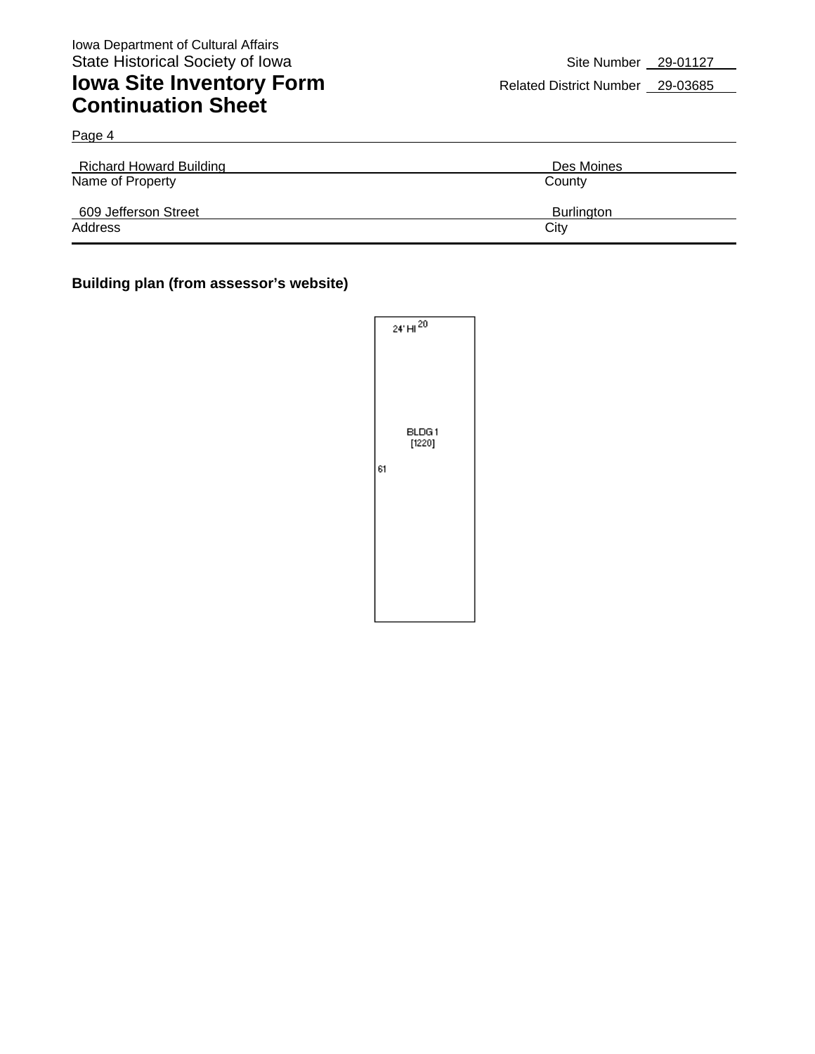Iowa Department of Cultural Affairs
State Historical Society of Iowa

# Iowa Site Inventory Form Continuation Sheet

Site Number 29-01127
Related District Number 29-03685

Page 4

| Richard Howard Building | Des Moines |
|---|---|
| Name of Property | County |
| 609 Jefferson Street | Burlington |
| Address | City |

**Building plan (from assessor's website)**

24' HI 20

BLDG 1
[1220]

61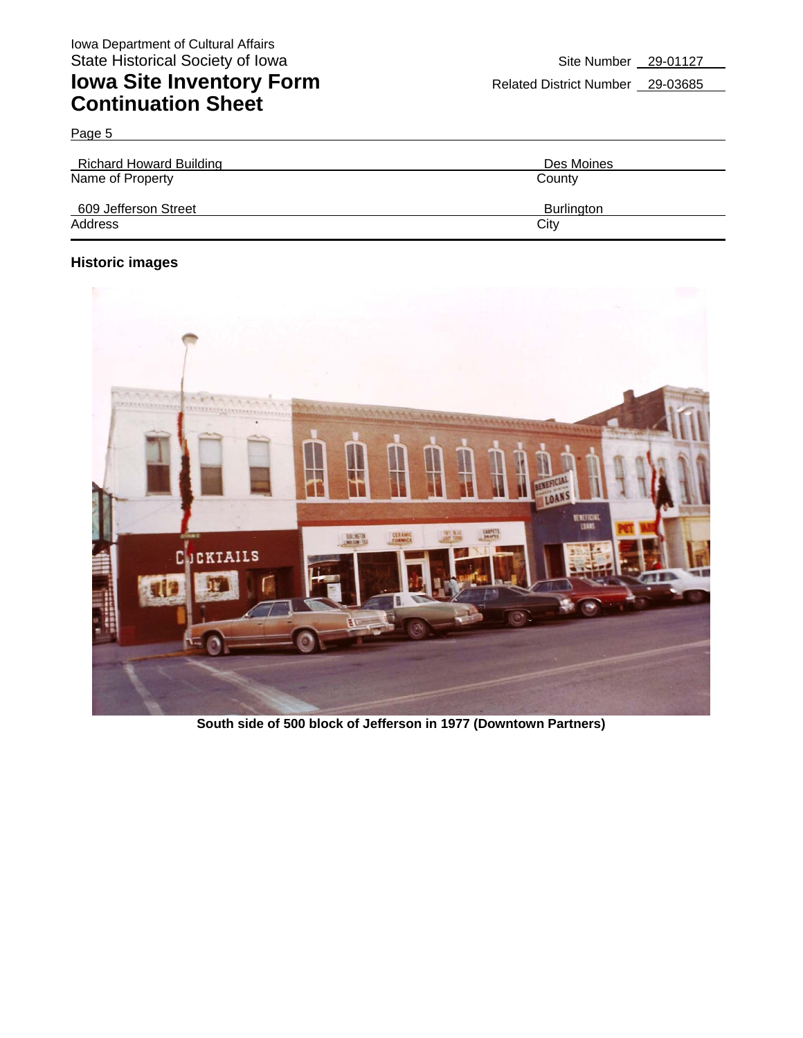Iowa Department of Cultural Affairs
State Historical Society of Iowa

# Iowa Site Inventory Form Continuation Sheet

Site Number 29-01127
Related District Number 29-03685

Page 5

| Richard Howard Building | Des Moines |
| --- | --- |
| Name of Property | County |
| 609 Jefferson Street | Burlington |
| Address | City |

**Historic images**

**South side of 500 block of Jefferson in 1977 (Downtown Partners)**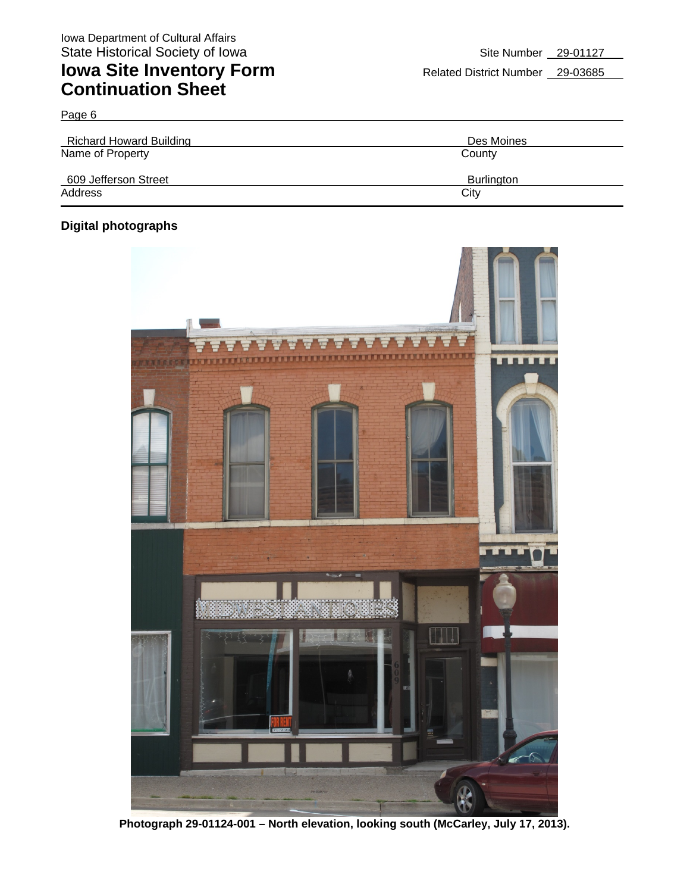Iowa Department of Cultural Affairs
State Historical Society of Iowa

# Iowa Site Inventory Form
# Continuation Sheet

Site Number 29-01127
Related District Number 29-03685

Page 6

| | |
|---|---|
| Richard Howard Building | Des Moines |
| Name of Property | County |
| 609 Jefferson Street | Burlington |
| Address | City |

## Digital photographs

**Photograph 29-01124-001 – North elevation, looking south (McCarley, July 17, 2013).**